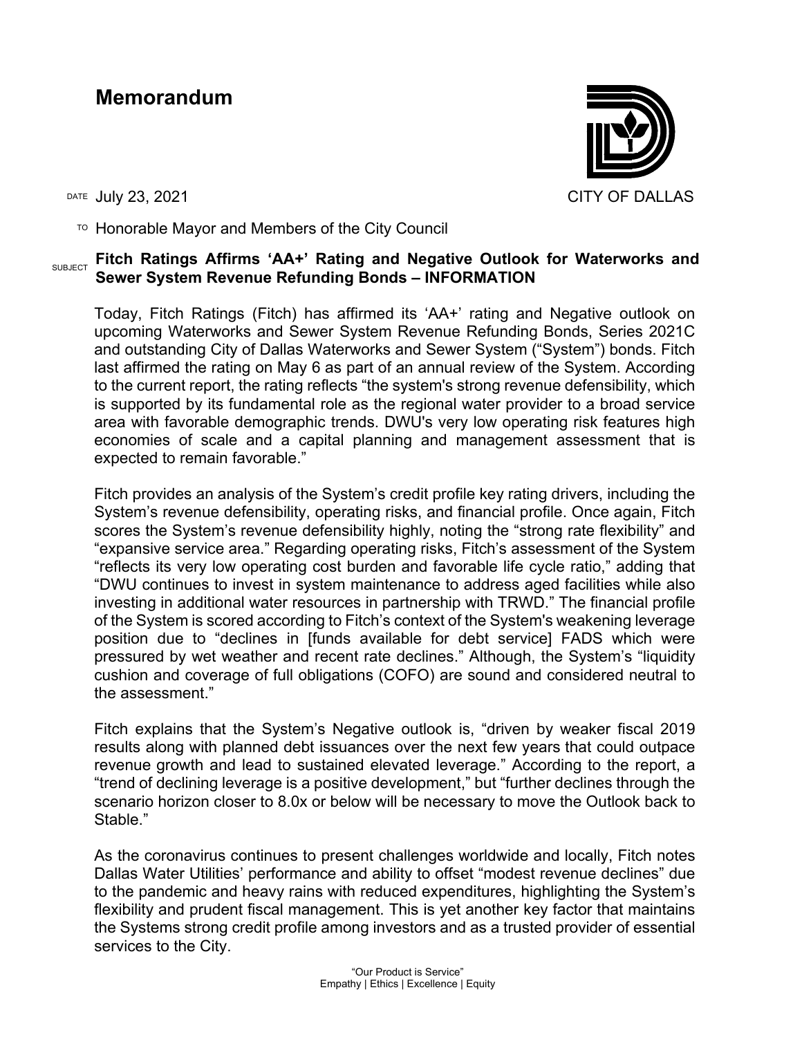# Memorandum

CITY OF DALLAS

DATE July 23, 2021

TO Honorable Mayor and Members of the City Council

SUBJECT **Fitch Ratings Affirms 'AA+' Rating and Negative Outlook for Waterworks and Sewer System Revenue Refunding Bonds – INFORMATION**

Today, Fitch Ratings (Fitch) has affirmed its 'AA+' rating and Negative outlook on upcoming Waterworks and Sewer System Revenue Refunding Bonds, Series 2021C and outstanding City of Dallas Waterworks and Sewer System ("System") bonds. Fitch last affirmed the rating on May 6 as part of an annual review of the System. According to the current report, the rating reflects "the system's strong revenue defensibility, which is supported by its fundamental role as the regional water provider to a broad service area with favorable demographic trends. DWU's very low operating risk features high economies of scale and a capital planning and management assessment that is expected to remain favorable."

Fitch provides an analysis of the System's credit profile key rating drivers, including the System's revenue defensibility, operating risks, and financial profile. Once again, Fitch scores the System's revenue defensibility highly, noting the "strong rate flexibility" and "expansive service area." Regarding operating risks, Fitch's assessment of the System "reflects its very low operating cost burden and favorable life cycle ratio," adding that "DWU continues to invest in system maintenance to address aged facilities while also investing in additional water resources in partnership with TRWD." The financial profile of the System is scored according to Fitch's context of the System's weakening leverage position due to "declines in [funds available for debt service] FADS which were pressured by wet weather and recent rate declines." Although, the System's "liquidity cushion and coverage of full obligations (COFO) are sound and considered neutral to the assessment."

Fitch explains that the System's Negative outlook is, "driven by weaker fiscal 2019 results along with planned debt issuances over the next few years that could outpace revenue growth and lead to sustained elevated leverage." According to the report, a "trend of declining leverage is a positive development," but "further declines through the scenario horizon closer to 8.0x or below will be necessary to move the Outlook back to Stable."

As the coronavirus continues to present challenges worldwide and locally, Fitch notes Dallas Water Utilities' performance and ability to offset "modest revenue declines" due to the pandemic and heavy rains with reduced expenditures, highlighting the System's flexibility and prudent fiscal management. This is yet another key factor that maintains the Systems strong credit profile among investors and as a trusted provider of essential services to the City.

"Our Product is Service"
Empathy | Ethics | Excellence | Equity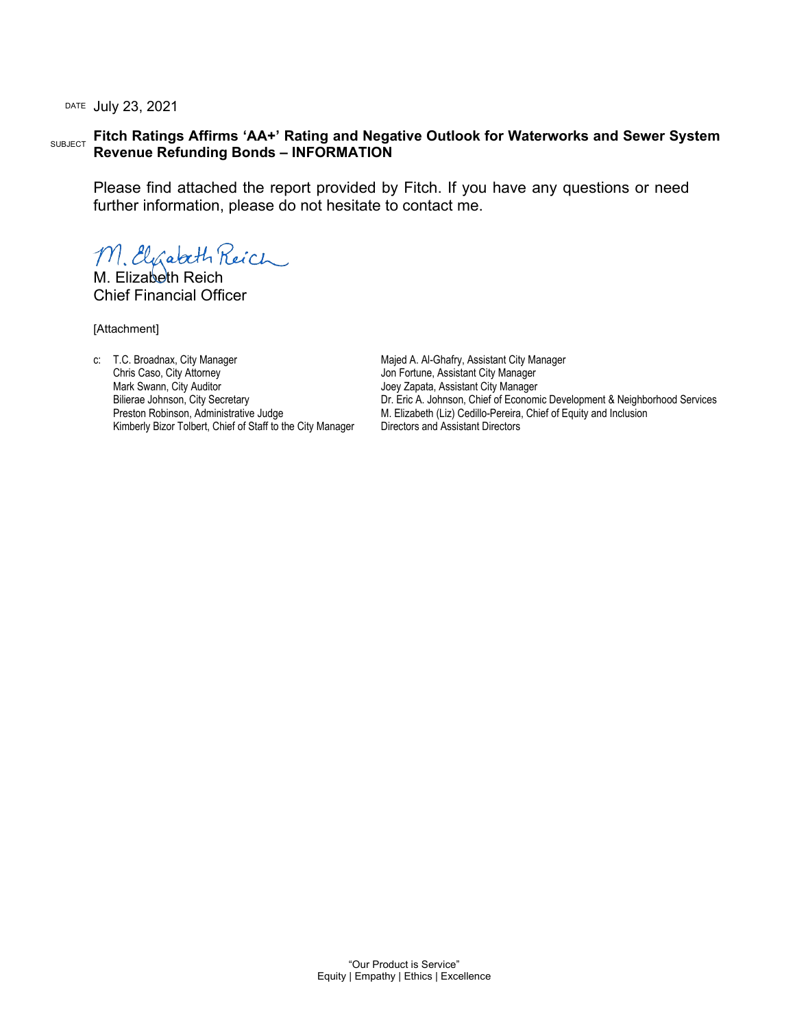DATE July 23, 2021

SUBJECT **Fitch Ratings Affirms 'AA+' Rating and Negative Outlook for Waterworks and Sewer System Revenue Refunding Bonds – INFORMATION**

Please find attached the report provided by Fitch. If you have any questions or need further information, please do not hesitate to contact me.

M. Elizabeth Reich
Chief Financial Officer

[Attachment]

c: T.C. Broadnax, City Manager
Chris Caso, City Attorney
Mark Swann, City Auditor
Bilierae Johnson, City Secretary
Preston Robinson, Administrative Judge
Kimberly Bizor Tolbert, Chief of Staff to the City Manager
Majed A. Al-Ghafry, Assistant City Manager
Jon Fortune, Assistant City Manager
Joey Zapata, Assistant City Manager
Dr. Eric A. Johnson, Chief of Economic Development & Neighborhood Services
M. Elizabeth (Liz) Cedillo-Pereira, Chief of Equity and Inclusion
Directors and Assistant Directors

"Our Product is Service"
Equity | Empathy | Ethics | Excellence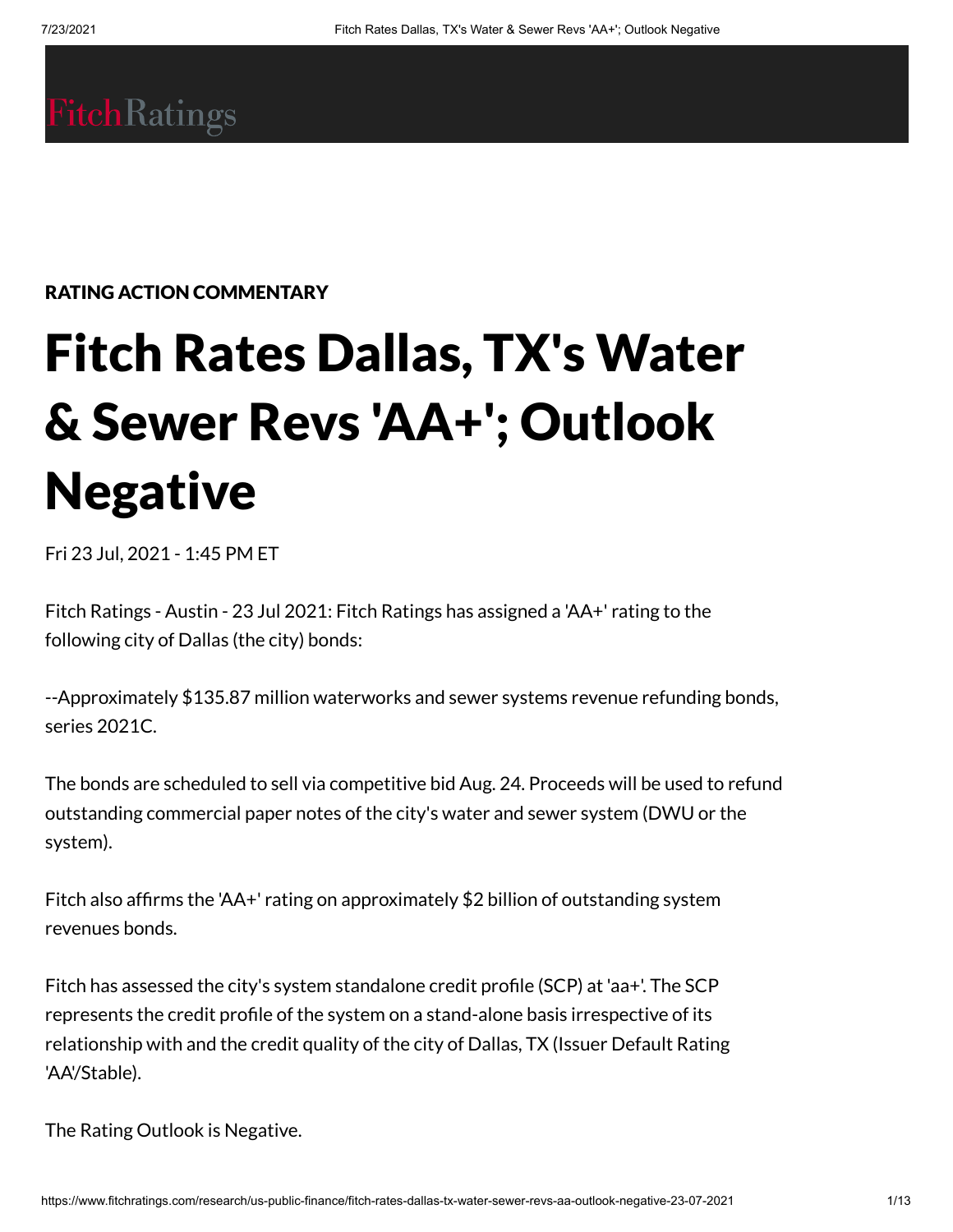FitchRatings

RATING ACTION COMMENTARY

# Fitch Rates Dallas, TX's Water & Sewer Revs 'AA+'; Outlook Negative

Fri 23 Jul, 2021 - 1:45 PM ET

Fitch Ratings - Austin - 23 Jul 2021: Fitch Ratings has assigned a 'AA+' rating to the following city of Dallas (the city) bonds:

--Approximately $135.87 million waterworks and sewer systems revenue refunding bonds, series 2021C.

The bonds are scheduled to sell via competitive bid Aug. 24. Proceeds will be used to refund outstanding commercial paper notes of the city's water and sewer system (DWU or the system).

Fitch also affirms the 'AA+' rating on approximately $2 billion of outstanding system revenues bonds.

Fitch has assessed the city's system standalone credit profile (SCP) at 'aa+'. The SCP represents the credit profile of the system on a stand-alone basis irrespective of its relationship with and the credit quality of the city of Dallas, TX (Issuer Default Rating 'AA'/Stable).

The Rating Outlook is Negative.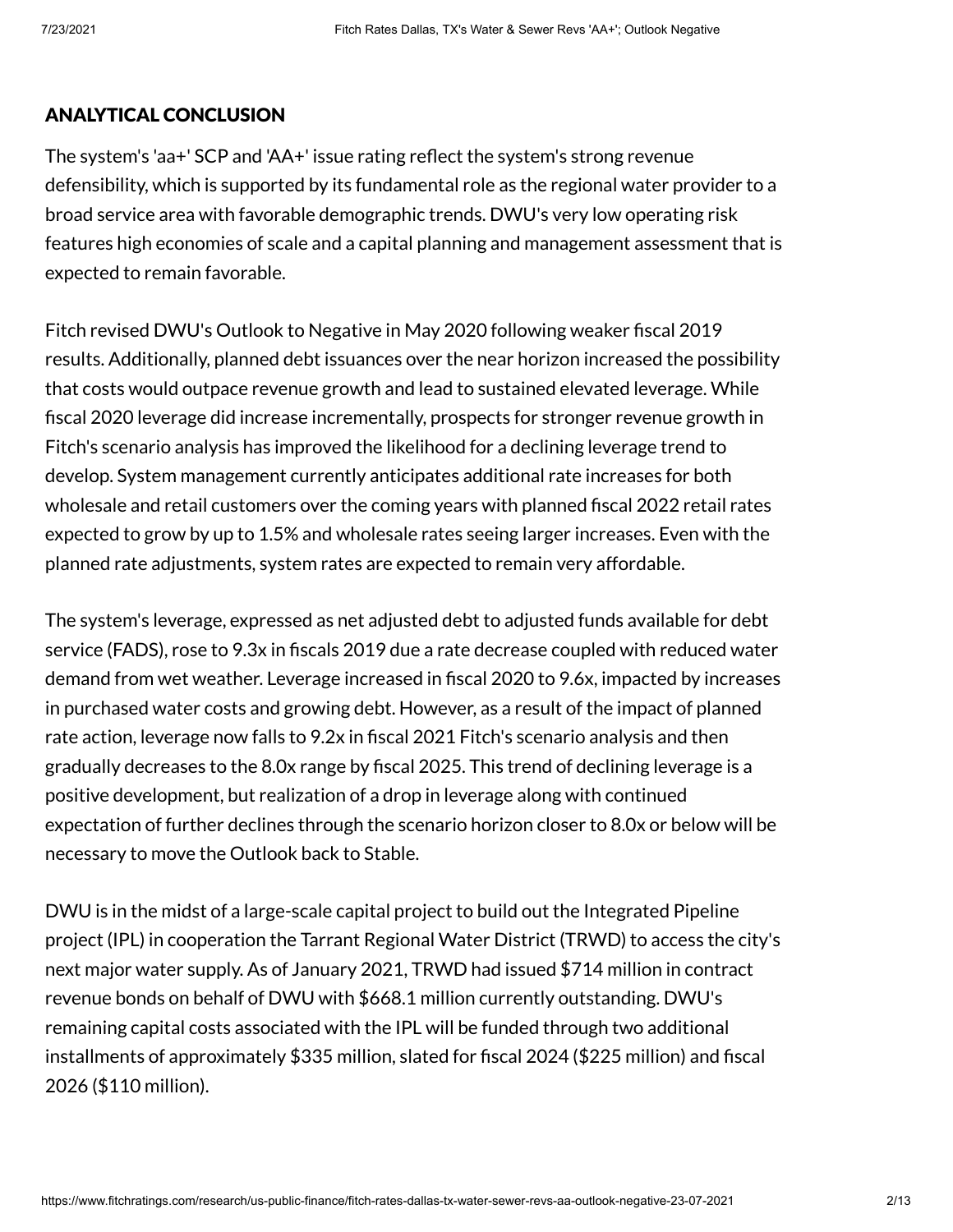## ANALYTICAL CONCLUSION

The system's 'aa+' SCP and 'AA+' issue rating reflect the system's strong revenue defensibility, which is supported by its fundamental role as the regional water provider to a broad service area with favorable demographic trends. DWU's very low operating risk features high economies of scale and a capital planning and management assessment that is expected to remain favorable.

Fitch revised DWU's Outlook to Negative in May 2020 following weaker fiscal 2019 results. Additionally, planned debt issuances over the near horizon increased the possibility that costs would outpace revenue growth and lead to sustained elevated leverage. While fiscal 2020 leverage did increase incrementally, prospects for stronger revenue growth in Fitch's scenario analysis has improved the likelihood for a declining leverage trend to develop. System management currently anticipates additional rate increases for both wholesale and retail customers over the coming years with planned fiscal 2022 retail rates expected to grow by up to 1.5% and wholesale rates seeing larger increases. Even with the planned rate adjustments, system rates are expected to remain very affordable.

The system's leverage, expressed as net adjusted debt to adjusted funds available for debt service (FADS), rose to 9.3x in fiscals 2019 due a rate decrease coupled with reduced water demand from wet weather. Leverage increased in fiscal 2020 to 9.6x, impacted by increases in purchased water costs and growing debt. However, as a result of the impact of planned rate action, leverage now falls to 9.2x in fiscal 2021 Fitch's scenario analysis and then gradually decreases to the 8.0x range by fiscal 2025. This trend of declining leverage is a positive development, but realization of a drop in leverage along with continued expectation of further declines through the scenario horizon closer to 8.0x or below will be necessary to move the Outlook back to Stable.

DWU is in the midst of a large-scale capital project to build out the Integrated Pipeline project (IPL) in cooperation the Tarrant Regional Water District (TRWD) to access the city's next major water supply. As of January 2021, TRWD had issued $714 million in contract revenue bonds on behalf of DWU with $668.1 million currently outstanding. DWU's remaining capital costs associated with the IPL will be funded through two additional installments of approximately $335 million, slated for fiscal 2024 ($225 million) and fiscal 2026 ($110 million).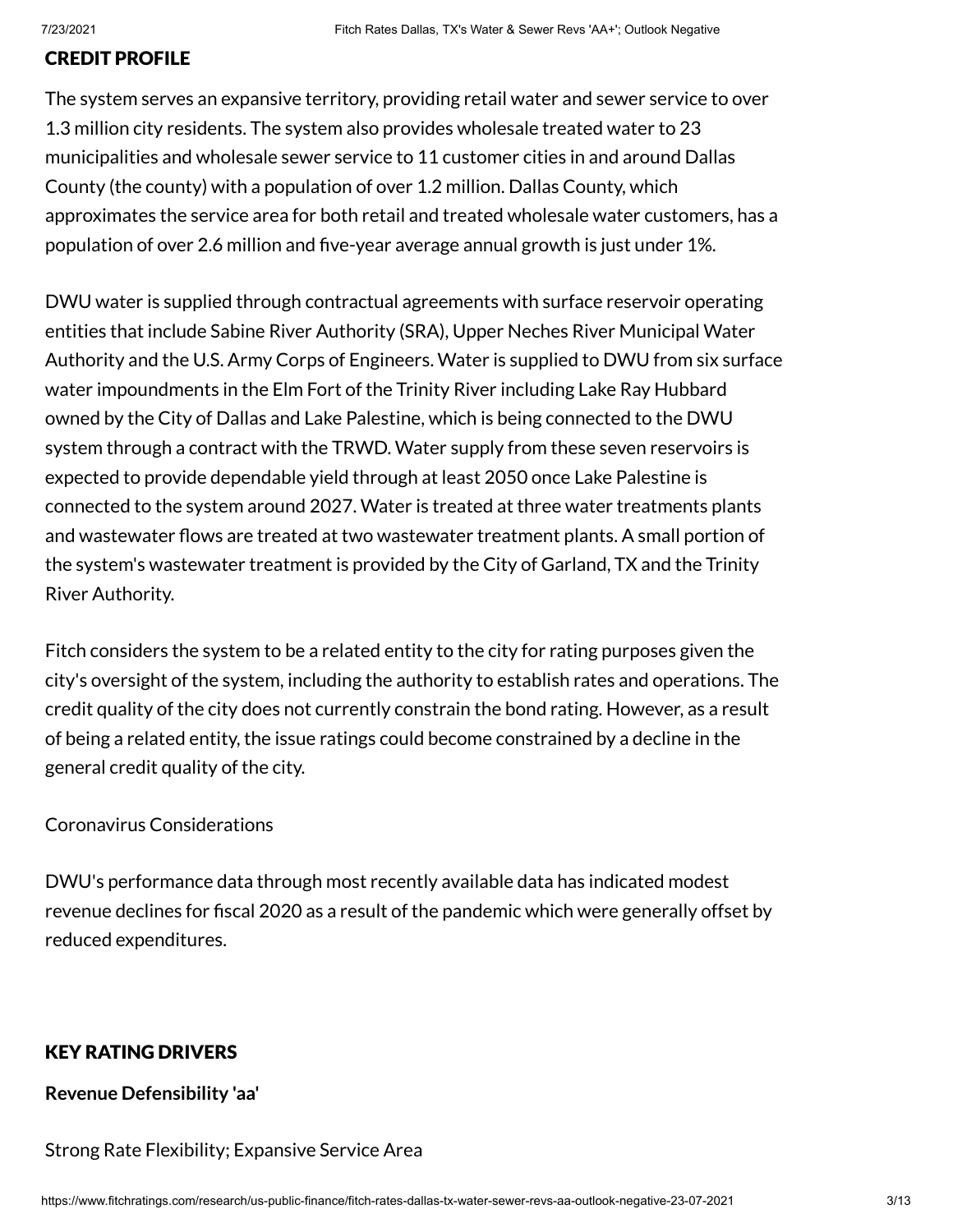## CREDIT PROFILE

The system serves an expansive territory, providing retail water and sewer service to over 1.3 million city residents. The system also provides wholesale treated water to 23 municipalities and wholesale sewer service to 11 customer cities in and around Dallas County (the county) with a population of over 1.2 million. Dallas County, which approximates the service area for both retail and treated wholesale water customers, has a population of over 2.6 million and five-year average annual growth is just under 1%.

DWU water is supplied through contractual agreements with surface reservoir operating entities that include Sabine River Authority (SRA), Upper Neches River Municipal Water Authority and the U.S. Army Corps of Engineers. Water is supplied to DWU from six surface water impoundments in the Elm Fort of the Trinity River including Lake Ray Hubbard owned by the City of Dallas and Lake Palestine, which is being connected to the DWU system through a contract with the TRWD. Water supply from these seven reservoirs is expected to provide dependable yield through at least 2050 once Lake Palestine is connected to the system around 2027. Water is treated at three water treatments plants and wastewater flows are treated at two wastewater treatment plants. A small portion of the system's wastewater treatment is provided by the City of Garland, TX and the Trinity River Authority.

Fitch considers the system to be a related entity to the city for rating purposes given the city's oversight of the system, including the authority to establish rates and operations. The credit quality of the city does not currently constrain the bond rating. However, as a result of being a related entity, the issue ratings could become constrained by a decline in the general credit quality of the city.

Coronavirus Considerations

DWU's performance data through most recently available data has indicated modest revenue declines for fiscal 2020 as a result of the pandemic which were generally offset by reduced expenditures.

## KEY RATING DRIVERS

**Revenue Defensibility 'aa'**

Strong Rate Flexibility; Expansive Service Area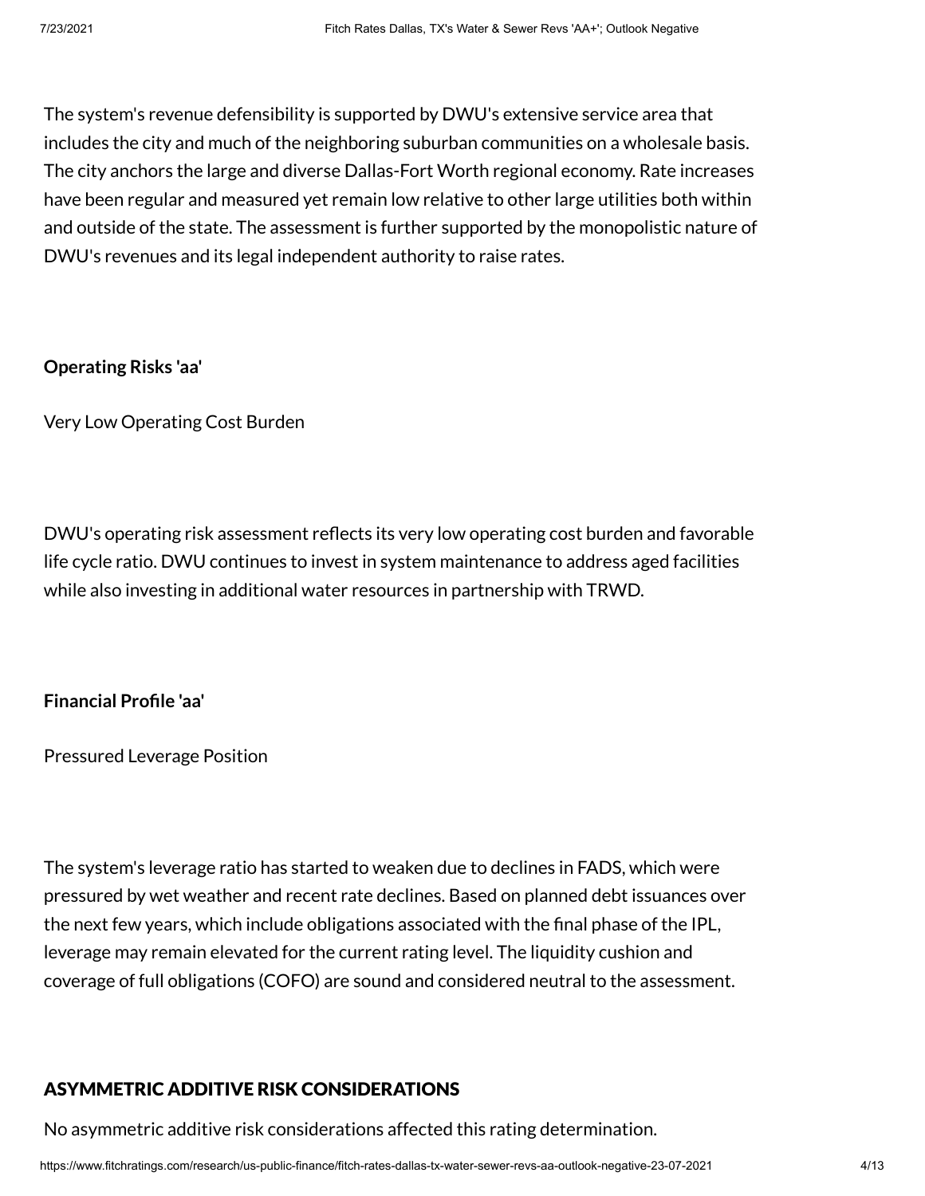The system's revenue defensibility is supported by DWU's extensive service area that includes the city and much of the neighboring suburban communities on a wholesale basis. The city anchors the large and diverse Dallas-Fort Worth regional economy. Rate increases have been regular and measured yet remain low relative to other large utilities both within and outside of the state. The assessment is further supported by the monopolistic nature of DWU's revenues and its legal independent authority to raise rates.

**Operating Risks 'aa'**

Very Low Operating Cost Burden

DWU's operating risk assessment reflects its very low operating cost burden and favorable life cycle ratio. DWU continues to invest in system maintenance to address aged facilities while also investing in additional water resources in partnership with TRWD.

**Financial Profile 'aa'**

Pressured Leverage Position

The system's leverage ratio has started to weaken due to declines in FADS, which were pressured by wet weather and recent rate declines. Based on planned debt issuances over the next few years, which include obligations associated with the final phase of the IPL, leverage may remain elevated for the current rating level. The liquidity cushion and coverage of full obligations (COFO) are sound and considered neutral to the assessment.

## ASYMMETRIC ADDITIVE RISK CONSIDERATIONS

No asymmetric additive risk considerations affected this rating determination.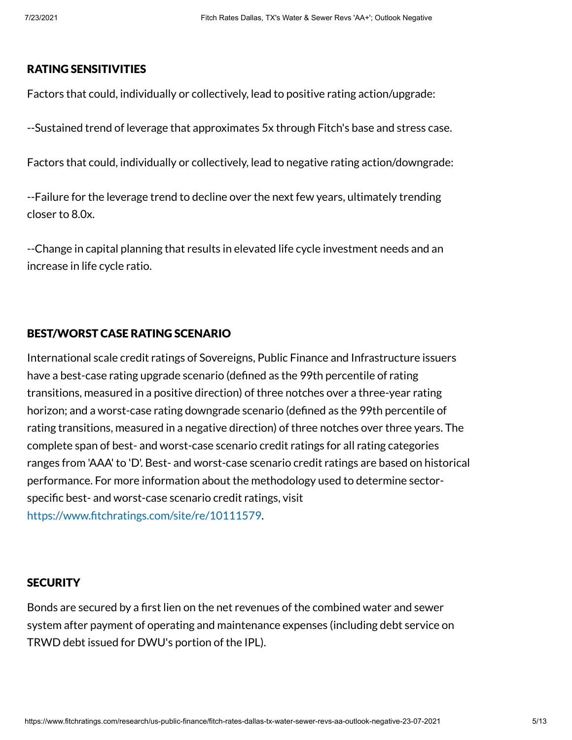## RATING SENSITIVITIES

Factors that could, individually or collectively, lead to positive rating action/upgrade:

--Sustained trend of leverage that approximates 5x through Fitch's base and stress case.

Factors that could, individually or collectively, lead to negative rating action/downgrade:

--Failure for the leverage trend to decline over the next few years, ultimately trending closer to 8.0x.

--Change in capital planning that results in elevated life cycle investment needs and an increase in life cycle ratio.

## BEST/WORST CASE RATING SCENARIO

International scale credit ratings of Sovereigns, Public Finance and Infrastructure issuers have a best-case rating upgrade scenario (defined as the 99th percentile of rating transitions, measured in a positive direction) of three notches over a three-year rating horizon; and a worst-case rating downgrade scenario (defined as the 99th percentile of rating transitions, measured in a negative direction) of three notches over three years. The complete span of best- and worst-case scenario credit ratings for all rating categories ranges from 'AAA' to 'D'. Best- and worst-case scenario credit ratings are based on historical performance. For more information about the methodology used to determine sector-specific best- and worst-case scenario credit ratings, visit https://www.fitchratings.com/site/re/10111579.

## SECURITY

Bonds are secured by a first lien on the net revenues of the combined water and sewer system after payment of operating and maintenance expenses (including debt service on TRWD debt issued for DWU's portion of the IPL).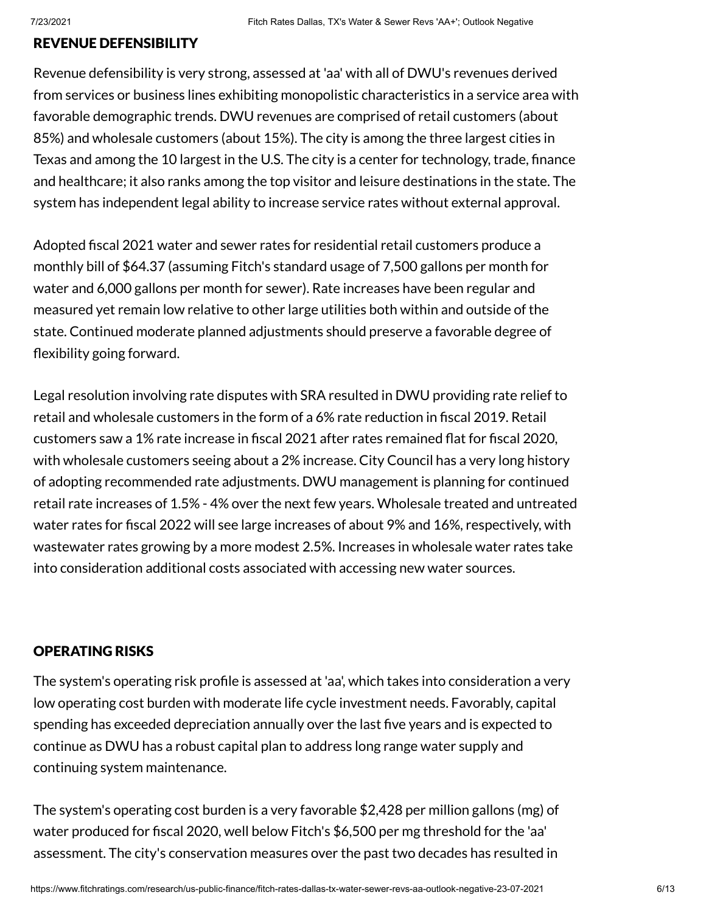## REVENUE DEFENSIBILITY

Revenue defensibility is very strong, assessed at 'aa' with all of DWU's revenues derived from services or business lines exhibiting monopolistic characteristics in a service area with favorable demographic trends. DWU revenues are comprised of retail customers (about 85%) and wholesale customers (about 15%). The city is among the three largest cities in Texas and among the 10 largest in the U.S. The city is a center for technology, trade, finance and healthcare; it also ranks among the top visitor and leisure destinations in the state. The system has independent legal ability to increase service rates without external approval.

Adopted fiscal 2021 water and sewer rates for residential retail customers produce a monthly bill of $64.37 (assuming Fitch's standard usage of 7,500 gallons per month for water and 6,000 gallons per month for sewer). Rate increases have been regular and measured yet remain low relative to other large utilities both within and outside of the state. Continued moderate planned adjustments should preserve a favorable degree of flexibility going forward.

Legal resolution involving rate disputes with SRA resulted in DWU providing rate relief to retail and wholesale customers in the form of a 6% rate reduction in fiscal 2019. Retail customers saw a 1% rate increase in fiscal 2021 after rates remained flat for fiscal 2020, with wholesale customers seeing about a 2% increase. City Council has a very long history of adopting recommended rate adjustments. DWU management is planning for continued retail rate increases of 1.5% - 4% over the next few years. Wholesale treated and untreated water rates for fiscal 2022 will see large increases of about 9% and 16%, respectively, with wastewater rates growing by a more modest 2.5%. Increases in wholesale water rates take into consideration additional costs associated with accessing new water sources.

## OPERATING RISKS

The system's operating risk profile is assessed at 'aa', which takes into consideration a very low operating cost burden with moderate life cycle investment needs. Favorably, capital spending has exceeded depreciation annually over the last five years and is expected to continue as DWU has a robust capital plan to address long range water supply and continuing system maintenance.

The system's operating cost burden is a very favorable $2,428 per million gallons (mg) of water produced for fiscal 2020, well below Fitch's $6,500 per mg threshold for the 'aa' assessment. The city's conservation measures over the past two decades has resulted in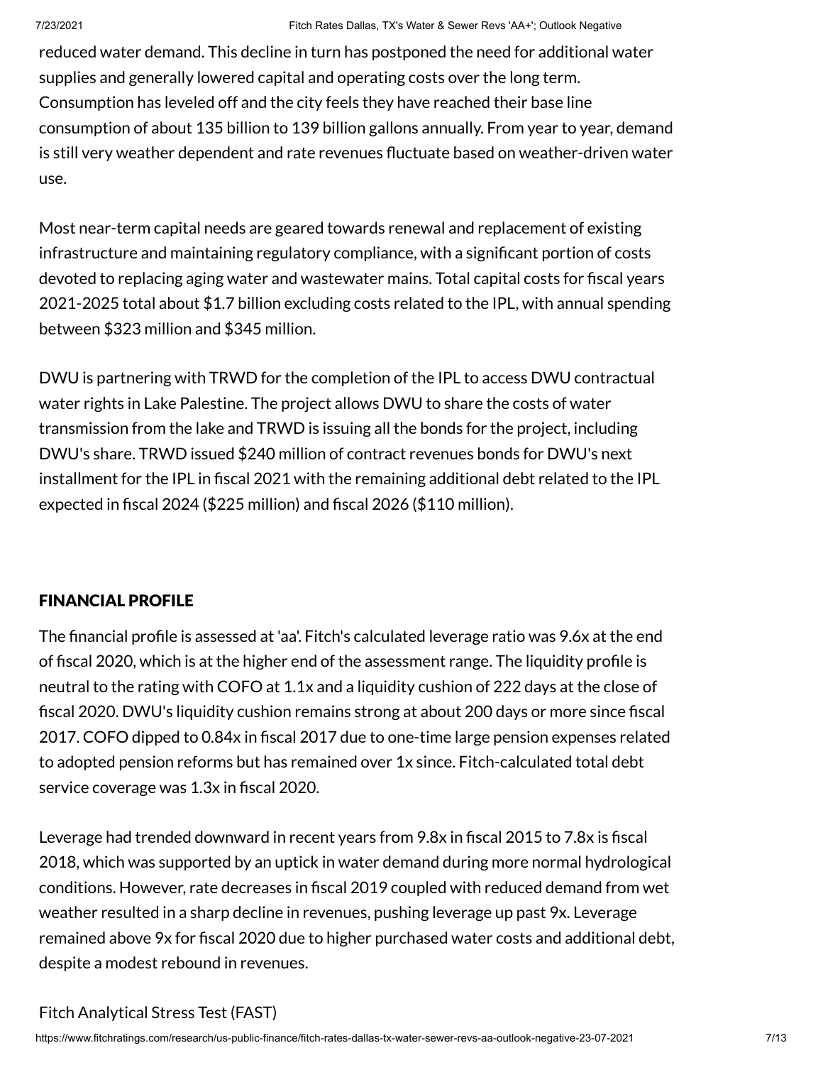reduced water demand. This decline in turn has postponed the need for additional water supplies and generally lowered capital and operating costs over the long term. Consumption has leveled off and the city feels they have reached their base line consumption of about 135 billion to 139 billion gallons annually. From year to year, demand is still very weather dependent and rate revenues fluctuate based on weather-driven water use.

Most near-term capital needs are geared towards renewal and replacement of existing infrastructure and maintaining regulatory compliance, with a significant portion of costs devoted to replacing aging water and wastewater mains. Total capital costs for fiscal years 2021-2025 total about $1.7 billion excluding costs related to the IPL, with annual spending between $323 million and $345 million.

DWU is partnering with TRWD for the completion of the IPL to access DWU contractual water rights in Lake Palestine. The project allows DWU to share the costs of water transmission from the lake and TRWD is issuing all the bonds for the project, including DWU's share. TRWD issued $240 million of contract revenues bonds for DWU's next installment for the IPL in fiscal 2021 with the remaining additional debt related to the IPL expected in fiscal 2024 ($225 million) and fiscal 2026 ($110 million).

## FINANCIAL PROFILE

The financial profile is assessed at 'aa'. Fitch's calculated leverage ratio was 9.6x at the end of fiscal 2020, which is at the higher end of the assessment range. The liquidity profile is neutral to the rating with COFO at 1.1x and a liquidity cushion of 222 days at the close of fiscal 2020. DWU's liquidity cushion remains strong at about 200 days or more since fiscal 2017. COFO dipped to 0.84x in fiscal 2017 due to one-time large pension expenses related to adopted pension reforms but has remained over 1x since. Fitch-calculated total debt service coverage was 1.3x in fiscal 2020.

Leverage had trended downward in recent years from 9.8x in fiscal 2015 to 7.8x is fiscal 2018, which was supported by an uptick in water demand during more normal hydrological conditions. However, rate decreases in fiscal 2019 coupled with reduced demand from wet weather resulted in a sharp decline in revenues, pushing leverage up past 9x. Leverage remained above 9x for fiscal 2020 due to higher purchased water costs and additional debt, despite a modest rebound in revenues.

Fitch Analytical Stress Test (FAST)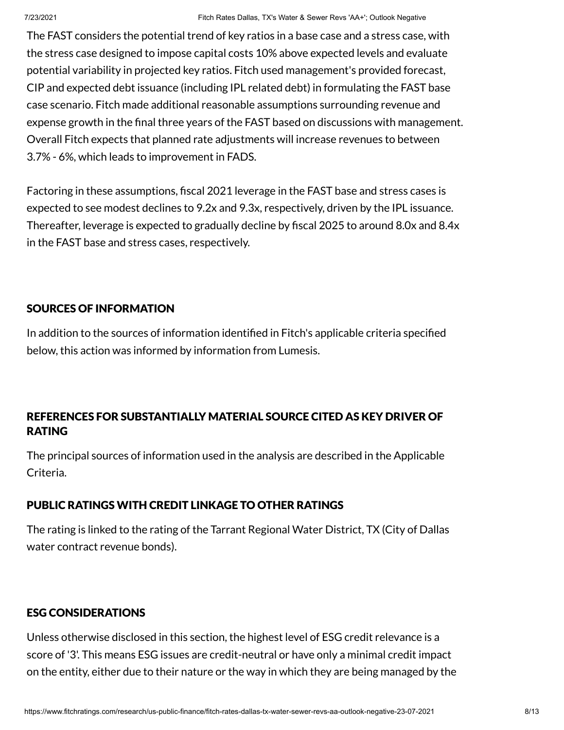The FAST considers the potential trend of key ratios in a base case and a stress case, with the stress case designed to impose capital costs 10% above expected levels and evaluate potential variability in projected key ratios. Fitch used management's provided forecast, CIP and expected debt issuance (including IPL related debt) in formulating the FAST base case scenario. Fitch made additional reasonable assumptions surrounding revenue and expense growth in the final three years of the FAST based on discussions with management. Overall Fitch expects that planned rate adjustments will increase revenues to between 3.7% - 6%, which leads to improvement in FADS.

Factoring in these assumptions, fiscal 2021 leverage in the FAST base and stress cases is expected to see modest declines to 9.2x and 9.3x, respectively, driven by the IPL issuance. Thereafter, leverage is expected to gradually decline by fiscal 2025 to around 8.0x and 8.4x in the FAST base and stress cases, respectively.

## SOURCES OF INFORMATION

In addition to the sources of information identified in Fitch's applicable criteria specified below, this action was informed by information from Lumesis.

## REFERENCES FOR SUBSTANTIALLY MATERIAL SOURCE CITED AS KEY DRIVER OF RATING

The principal sources of information used in the analysis are described in the Applicable Criteria.

## PUBLIC RATINGS WITH CREDIT LINKAGE TO OTHER RATINGS

The rating is linked to the rating of the Tarrant Regional Water District, TX (City of Dallas water contract revenue bonds).

## ESG CONSIDERATIONS

Unless otherwise disclosed in this section, the highest level of ESG credit relevance is a score of '3'. This means ESG issues are credit-neutral or have only a minimal credit impact on the entity, either due to their nature or the way in which they are being managed by the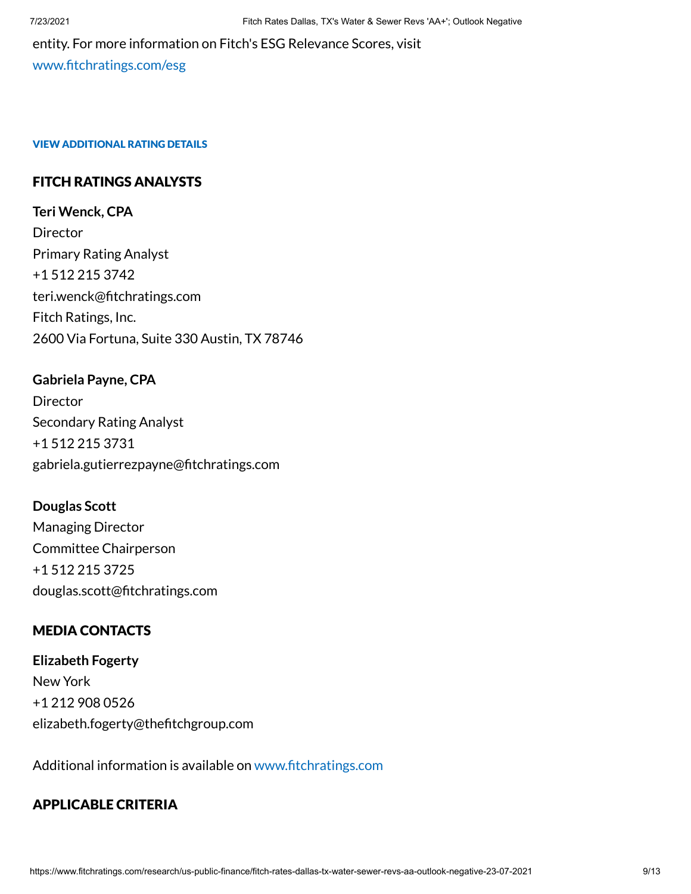entity. For more information on Fitch's ESG Relevance Scores, visit
www.fitchratings.com/esg

**VIEW ADDITIONAL RATING DETAILS**

## FITCH RATINGS ANALYSTS

**Teri Wenck, CPA**
Director
Primary Rating Analyst
+1 512 215 3742
teri.wenck@fitchratings.com
Fitch Ratings, Inc.
2600 Via Fortuna, Suite 330 Austin, TX 78746

**Gabriela Payne, CPA**
Director
Secondary Rating Analyst
+1 512 215 3731
gabriela.gutierrezpayne@fitchratings.com

**Douglas Scott**
Managing Director
Committee Chairperson
+1 512 215 3725
douglas.scott@fitchratings.com

## MEDIA CONTACTS

**Elizabeth Fogerty**
New York
+1 212 908 0526
elizabeth.fogerty@thefitchgroup.com

Additional information is available on www.fitchratings.com

## APPLICABLE CRITERIA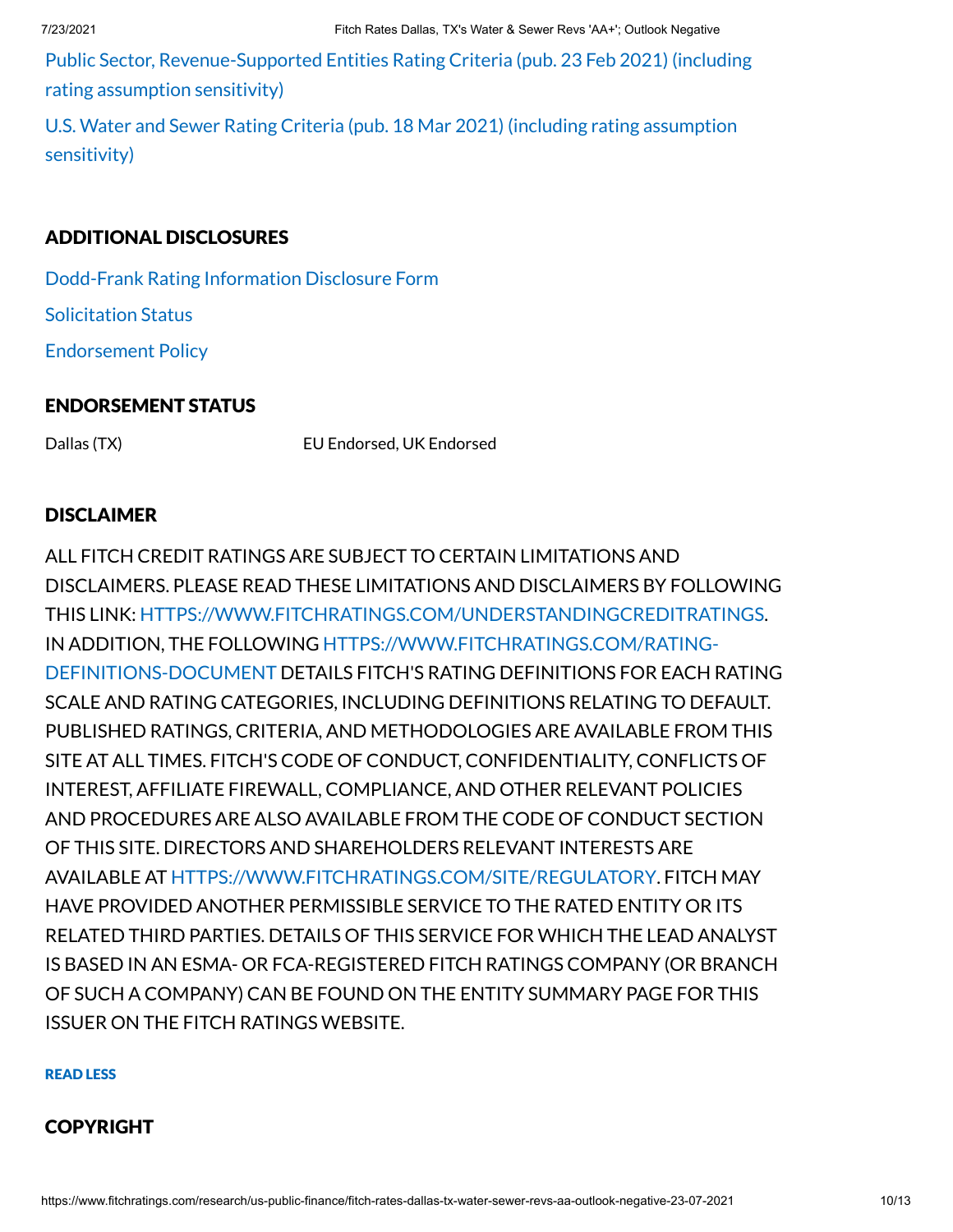Public Sector, Revenue-Supported Entities Rating Criteria (pub. 23 Feb 2021) (including rating assumption sensitivity)

U.S. Water and Sewer Rating Criteria (pub. 18 Mar 2021) (including rating assumption sensitivity)

## ADDITIONAL DISCLOSURES

Dodd-Frank Rating Information Disclosure Form

Solicitation Status

Endorsement Policy

## ENDORSEMENT STATUS

| Dallas (TX) | EU Endorsed, UK Endorsed |
|---|---|

## DISCLAIMER

ALL FITCH CREDIT RATINGS ARE SUBJECT TO CERTAIN LIMITATIONS AND DISCLAIMERS. PLEASE READ THESE LIMITATIONS AND DISCLAIMERS BY FOLLOWING THIS LINK: HTTPS://WWW.FITCHRATINGS.COM/UNDERSTANDINGCREDITRATINGS. IN ADDITION, THE FOLLOWING HTTPS://WWW.FITCHRATINGS.COM/RATING-DEFINITIONS-DOCUMENT DETAILS FITCH'S RATING DEFINITIONS FOR EACH RATING SCALE AND RATING CATEGORIES, INCLUDING DEFINITIONS RELATING TO DEFAULT. PUBLISHED RATINGS, CRITERIA, AND METHODOLOGIES ARE AVAILABLE FROM THIS SITE AT ALL TIMES. FITCH'S CODE OF CONDUCT, CONFIDENTIALITY, CONFLICTS OF INTEREST, AFFILIATE FIREWALL, COMPLIANCE, AND OTHER RELEVANT POLICIES AND PROCEDURES ARE ALSO AVAILABLE FROM THE CODE OF CONDUCT SECTION OF THIS SITE. DIRECTORS AND SHAREHOLDERS RELEVANT INTERESTS ARE AVAILABLE AT HTTPS://WWW.FITCHRATINGS.COM/SITE/REGULATORY. FITCH MAY HAVE PROVIDED ANOTHER PERMISSIBLE SERVICE TO THE RATED ENTITY OR ITS RELATED THIRD PARTIES. DETAILS OF THIS SERVICE FOR WHICH THE LEAD ANALYST IS BASED IN AN ESMA- OR FCA-REGISTERED FITCH RATINGS COMPANY (OR BRANCH OF SUCH A COMPANY) CAN BE FOUND ON THE ENTITY SUMMARY PAGE FOR THIS ISSUER ON THE FITCH RATINGS WEBSITE.

READ LESS

## COPYRIGHT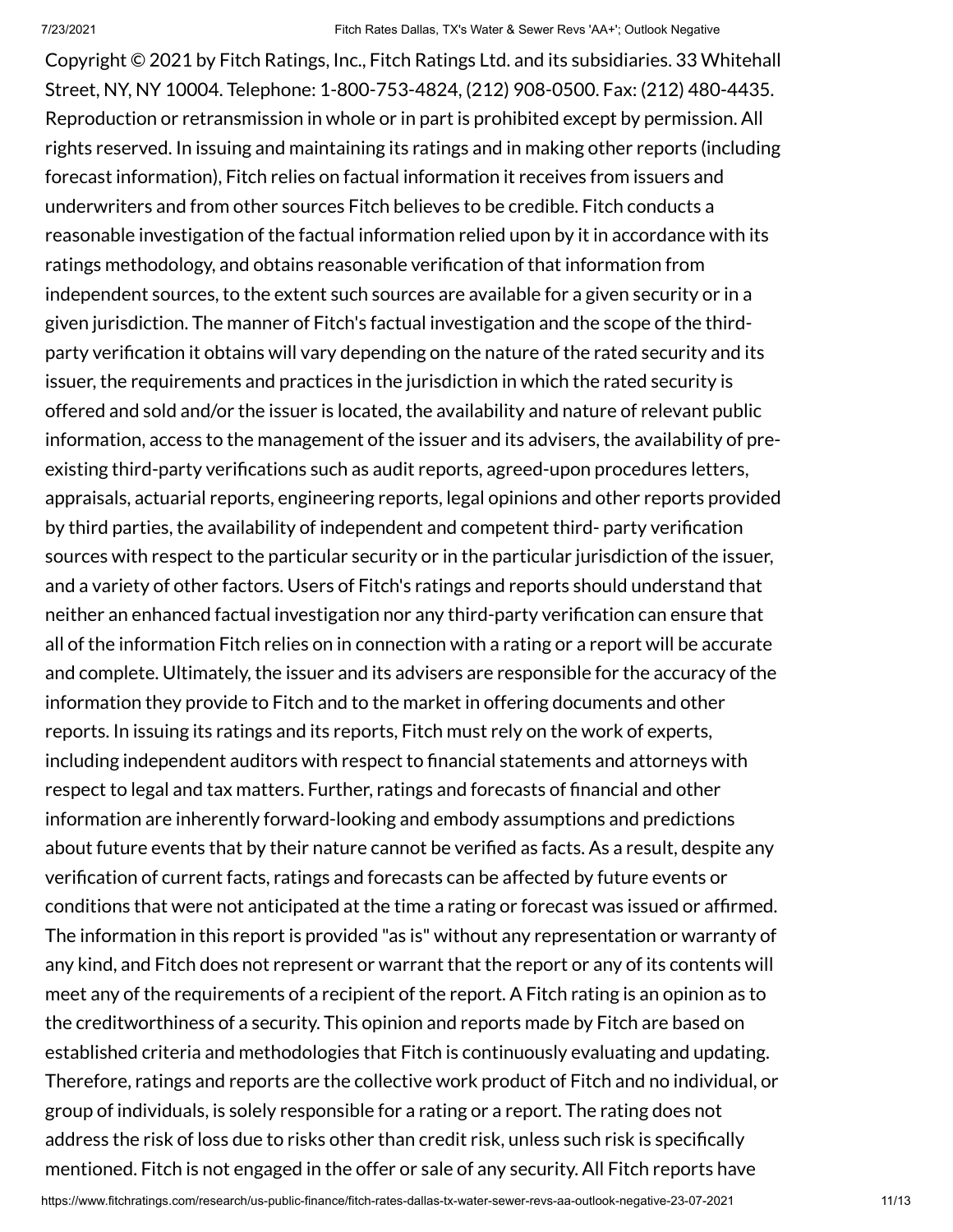Copyright © 2021 by Fitch Ratings, Inc., Fitch Ratings Ltd. and its subsidiaries. 33 Whitehall Street, NY, NY 10004. Telephone: 1-800-753-4824, (212) 908-0500. Fax: (212) 480-4435. Reproduction or retransmission in whole or in part is prohibited except by permission. All rights reserved. In issuing and maintaining its ratings and in making other reports (including forecast information), Fitch relies on factual information it receives from issuers and underwriters and from other sources Fitch believes to be credible. Fitch conducts a reasonable investigation of the factual information relied upon by it in accordance with its ratings methodology, and obtains reasonable verification of that information from independent sources, to the extent such sources are available for a given security or in a given jurisdiction. The manner of Fitch's factual investigation and the scope of the third-party verification it obtains will vary depending on the nature of the rated security and its issuer, the requirements and practices in the jurisdiction in which the rated security is offered and sold and/or the issuer is located, the availability and nature of relevant public information, access to the management of the issuer and its advisers, the availability of pre-existing third-party verifications such as audit reports, agreed-upon procedures letters, appraisals, actuarial reports, engineering reports, legal opinions and other reports provided by third parties, the availability of independent and competent third- party verification sources with respect to the particular security or in the particular jurisdiction of the issuer, and a variety of other factors. Users of Fitch's ratings and reports should understand that neither an enhanced factual investigation nor any third-party verification can ensure that all of the information Fitch relies on in connection with a rating or a report will be accurate and complete. Ultimately, the issuer and its advisers are responsible for the accuracy of the information they provide to Fitch and to the market in offering documents and other reports. In issuing its ratings and its reports, Fitch must rely on the work of experts, including independent auditors with respect to financial statements and attorneys with respect to legal and tax matters. Further, ratings and forecasts of financial and other information are inherently forward-looking and embody assumptions and predictions about future events that by their nature cannot be verified as facts. As a result, despite any verification of current facts, ratings and forecasts can be affected by future events or conditions that were not anticipated at the time a rating or forecast was issued or affirmed. The information in this report is provided "as is" without any representation or warranty of any kind, and Fitch does not represent or warrant that the report or any of its contents will meet any of the requirements of a recipient of the report. A Fitch rating is an opinion as to the creditworthiness of a security. This opinion and reports made by Fitch are based on established criteria and methodologies that Fitch is continuously evaluating and updating. Therefore, ratings and reports are the collective work product of Fitch and no individual, or group of individuals, is solely responsible for a rating or a report. The rating does not address the risk of loss due to risks other than credit risk, unless such risk is specifically mentioned. Fitch is not engaged in the offer or sale of any security. All Fitch reports have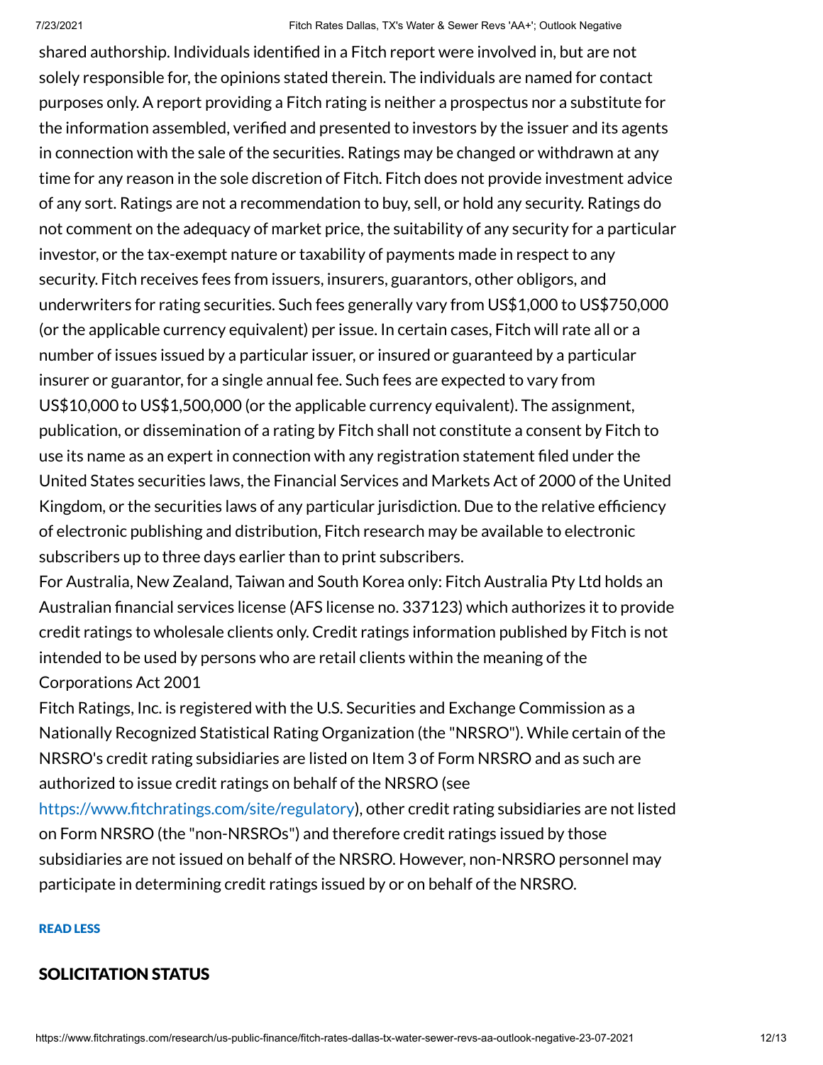shared authorship. Individuals identified in a Fitch report were involved in, but are not solely responsible for, the opinions stated therein. The individuals are named for contact purposes only. A report providing a Fitch rating is neither a prospectus nor a substitute for the information assembled, verified and presented to investors by the issuer and its agents in connection with the sale of the securities. Ratings may be changed or withdrawn at any time for any reason in the sole discretion of Fitch. Fitch does not provide investment advice of any sort. Ratings are not a recommendation to buy, sell, or hold any security. Ratings do not comment on the adequacy of market price, the suitability of any security for a particular investor, or the tax-exempt nature or taxability of payments made in respect to any security. Fitch receives fees from issuers, insurers, guarantors, other obligors, and underwriters for rating securities. Such fees generally vary from US$1,000 to US$750,000 (or the applicable currency equivalent) per issue. In certain cases, Fitch will rate all or a number of issues issued by a particular issuer, or insured or guaranteed by a particular insurer or guarantor, for a single annual fee. Such fees are expected to vary from US$10,000 to US$1,500,000 (or the applicable currency equivalent). The assignment, publication, or dissemination of a rating by Fitch shall not constitute a consent by Fitch to use its name as an expert in connection with any registration statement filed under the United States securities laws, the Financial Services and Markets Act of 2000 of the United Kingdom, or the securities laws of any particular jurisdiction. Due to the relative efficiency of electronic publishing and distribution, Fitch research may be available to electronic subscribers up to three days earlier than to print subscribers.

For Australia, New Zealand, Taiwan and South Korea only: Fitch Australia Pty Ltd holds an Australian financial services license (AFS license no. 337123) which authorizes it to provide credit ratings to wholesale clients only. Credit ratings information published by Fitch is not intended to be used by persons who are retail clients within the meaning of the Corporations Act 2001

Fitch Ratings, Inc. is registered with the U.S. Securities and Exchange Commission as a Nationally Recognized Statistical Rating Organization (the "NRSRO"). While certain of the NRSRO's credit rating subsidiaries are listed on Item 3 of Form NRSRO and as such are authorized to issue credit ratings on behalf of the NRSRO (see https://www.fitchratings.com/site/regulatory), other credit rating subsidiaries are not listed on Form NRSRO (the "non-NRSROs") and therefore credit ratings issued by those subsidiaries are not issued on behalf of the NRSRO. However, non-NRSRO personnel may participate in determining credit ratings issued by or on behalf of the NRSRO.

**READ LESS**

## SOLICITATION STATUS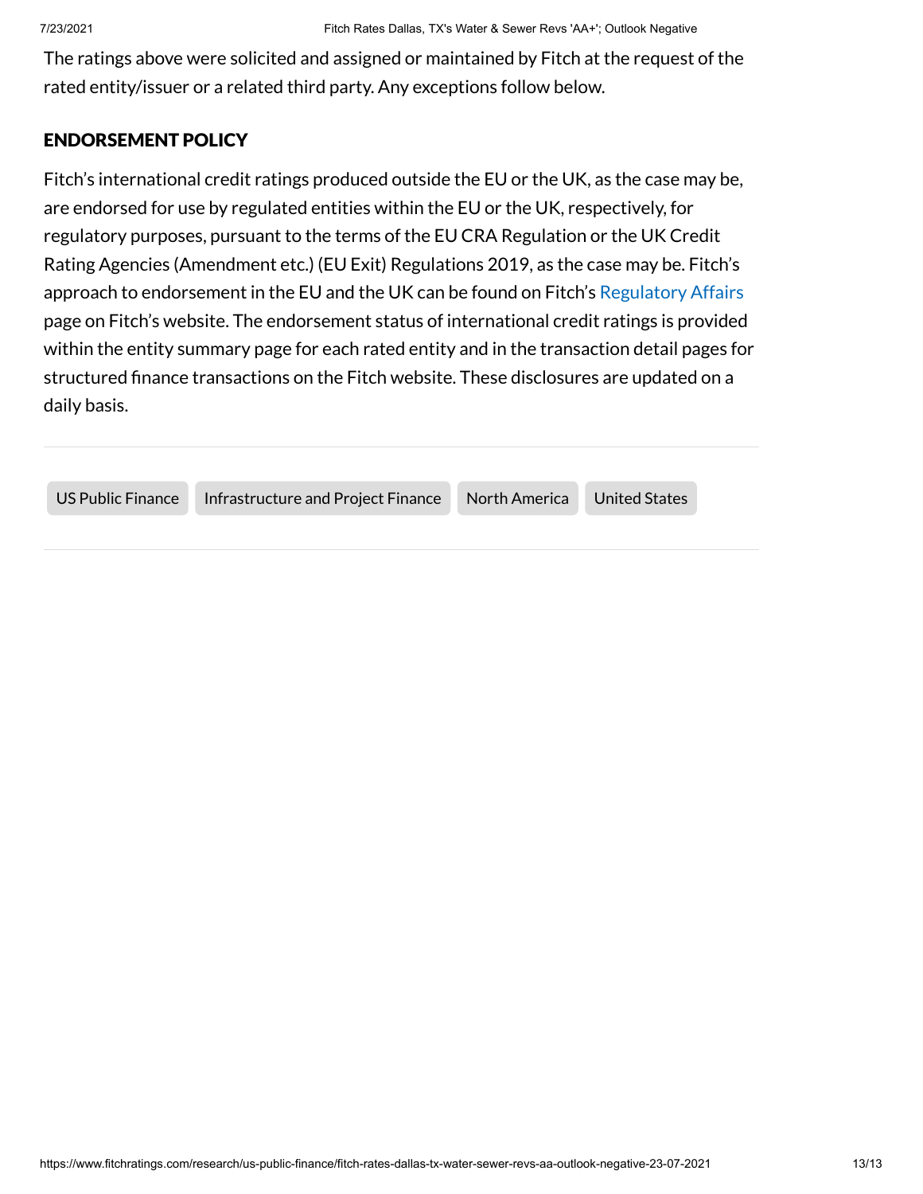The ratings above were solicited and assigned or maintained by Fitch at the request of the rated entity/issuer or a related third party. Any exceptions follow below.

## ENDORSEMENT POLICY

Fitch's international credit ratings produced outside the EU or the UK, as the case may be, are endorsed for use by regulated entities within the EU or the UK, respectively, for regulatory purposes, pursuant to the terms of the EU CRA Regulation or the UK Credit Rating Agencies (Amendment etc.) (EU Exit) Regulations 2019, as the case may be. Fitch's approach to endorsement in the EU and the UK can be found on Fitch's Regulatory Affairs page on Fitch's website. The endorsement status of international credit ratings is provided within the entity summary page for each rated entity and in the transaction detail pages for structured finance transactions on the Fitch website. These disclosures are updated on a daily basis.

---

US Public Finance | Infrastructure and Project Finance | North America | United States

---